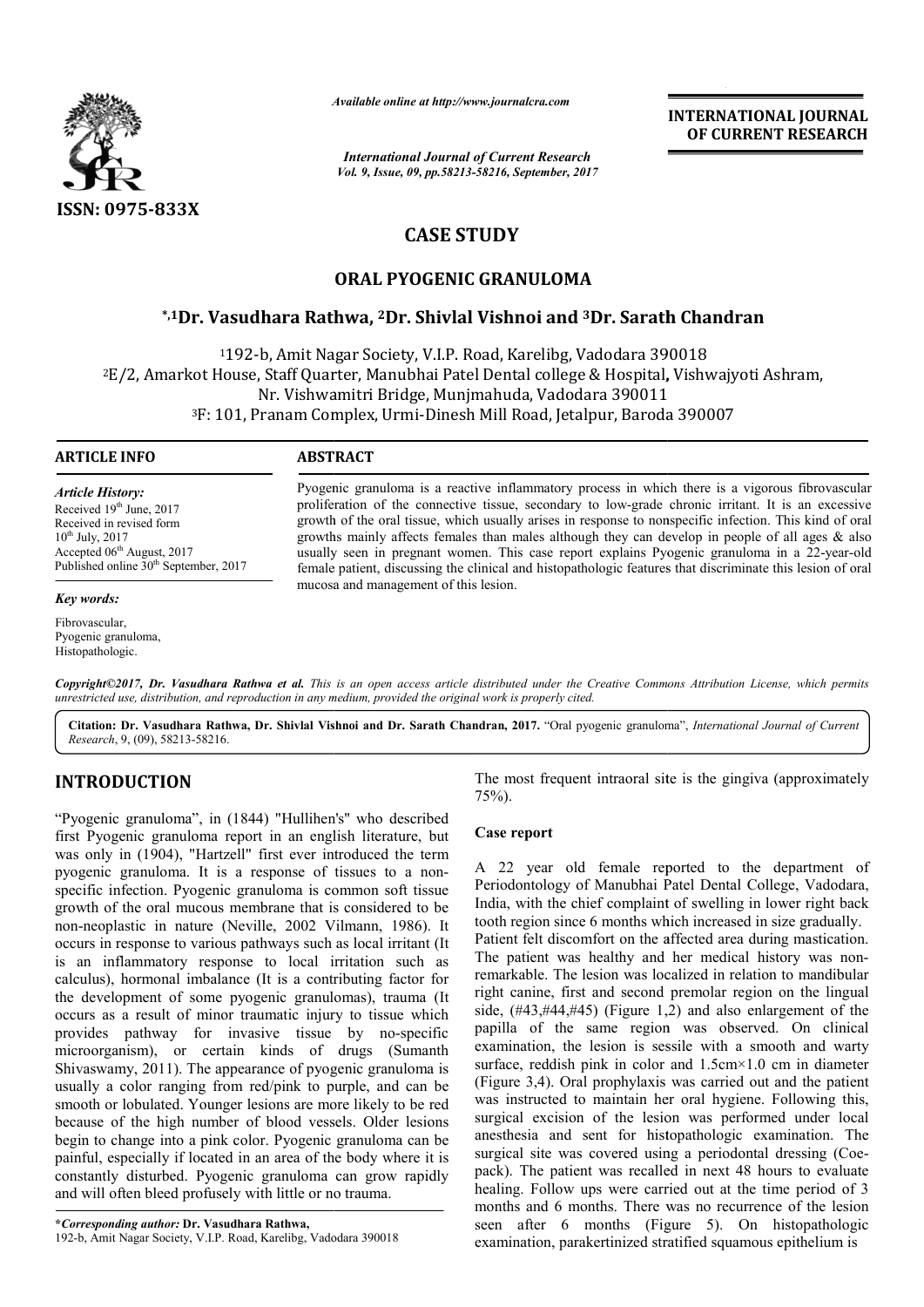ISSN: 0975-833X

*Available online at http://www.journalcra.com*

*International Journal of Current Research*
*Vol. 9, Issue, 09, pp.58213-58216, September, 2017*

**INTERNATIONAL JOURNAL OF CURRENT RESEARCH**

# CASE STUDY

# ORAL PYOGENIC GRANULOMA

**\*,1Dr. Vasudhara Rathwa, 2Dr. Shivlal Vishnoi and 3Dr. Sarath Chandran**

[1]192-b, Amit Nagar Society, V.I.P. Road, Karelibg, Vadodara 390018
[2]E/2, Amarkot House, Staff Quarter, Manubhai Patel Dental college & Hospital, Vishwajyoti Ashram, Nr. Vishwamitri Bridge, Munjmahuda, Vadodara 390011
[3]F: 101, Pranam Complex, Urmi-Dinesh Mill Road, Jetalpur, Baroda 390007

**ARTICLE INFO**

*Article History:*
Received 19th June, 2017
Received in revised form
10th July, 2017
Accepted 06th August, 2017
Published online 30th September, 2017

*Key words:*
Fibrovascular,
Pyogenic granuloma,
Histopathologic.

**ABSTRACT**

Pyogenic granuloma is a reactive inflammatory process in which there is a vigorous fibrovascular proliferation of the connective tissue, secondary to low-grade chronic irritant. It is an excessive growth of the oral tissue, which usually arises in response to nonspecific infection. This kind of oral growths mainly affects females than males although they can develop in people of all ages & also usually seen in pregnant women. This case report explains Pyogenic granuloma in a 22-year-old female patient, discussing the clinical and histopathologic features that discriminate this lesion of oral mucosa and management of this lesion.

*Copyright©2017, Dr. Vasudhara Rathwa et al. This is an open access article distributed under the Creative Commons Attribution License, which permits unrestricted use, distribution, and reproduction in any medium, provided the original work is properly cited.*

**Citation: Dr. Vasudhara Rathwa, Dr. Shivlal Vishnoi and Dr. Sarath Chandran, 2017.** "Oral pyogenic granuloma", *International Journal of Current Research*, 9, (09), 58213-58216.

## INTRODUCTION

"Pyogenic granuloma", in (1844) "Hullihen's" who described first Pyogenic granuloma report in an english literature, but was only in (1904), "Hartzell" first ever introduced the term pyogenic granuloma. It is a response of tissues to a non-specific infection. Pyogenic granuloma is common soft tissue growth of the oral mucous membrane that is considered to be non-neoplastic in nature (Neville, 2002 Vilmann, 1986). It occurs in response to various pathways such as local irritant (It is an inflammatory response to local irritation such as calculus), hormonal imbalance (It is a contributing factor for the development of some pyogenic granulomas), trauma (It occurs as a result of minor traumatic injury to tissue which provides pathway for invasive tissue by no-specific microorganism), or certain kinds of drugs (Sumanth Shivaswamy, 2011). The appearance of pyogenic granuloma is usually a color ranging from red/pink to purple, and can be smooth or lobulated. Younger lesions are more likely to be red because of the high number of blood vessels. Older lesions begin to change into a pink color. Pyogenic granuloma can be painful, especially if located in an area of the body where it is constantly disturbed. Pyogenic granuloma can grow rapidly and will often bleed profusely with little or no trauma.

The most frequent intraoral site is the gingiva (approximately 75%).

### Case report

A 22 year old female reported to the department of Periodontology of Manubhai Patel Dental College, Vadodara, India, with the chief complaint of swelling in lower right back tooth region since 6 months which increased in size gradually. Patient felt discomfort on the affected area during mastication. The patient was healthy and her medical history was non-remarkable. The lesion was localized in relation to mandibular right canine, first and second premolar region on the lingual side, (#43,#44,#45) (Figure 1,2) and also enlargement of the papilla of the same region was observed. On clinical examination, the lesion is sessile with a smooth and warty surface, reddish pink in color and 1.5cm×1.0 cm in diameter (Figure 3,4). Oral prophylaxis was carried out and the patient was instructed to maintain her oral hygiene. Following this, surgical excision of the lesion was performed under local anesthesia and sent for histopathologic examination. The surgical site was covered using a periodontal dressing (Coe-pack). The patient was recalled in next 48 hours to evaluate healing. Follow ups were carried out at the time period of 3 months and 6 months. There was no recurrence of the lesion seen after 6 months (Figure 5). On histopathologic examination, parakertinized stratified squamous epithelium is

\*Corresponding author: Dr. Vasudhara Rathwa,
192-b, Amit Nagar Society, V.I.P. Road, Karelibg, Vadodara 390018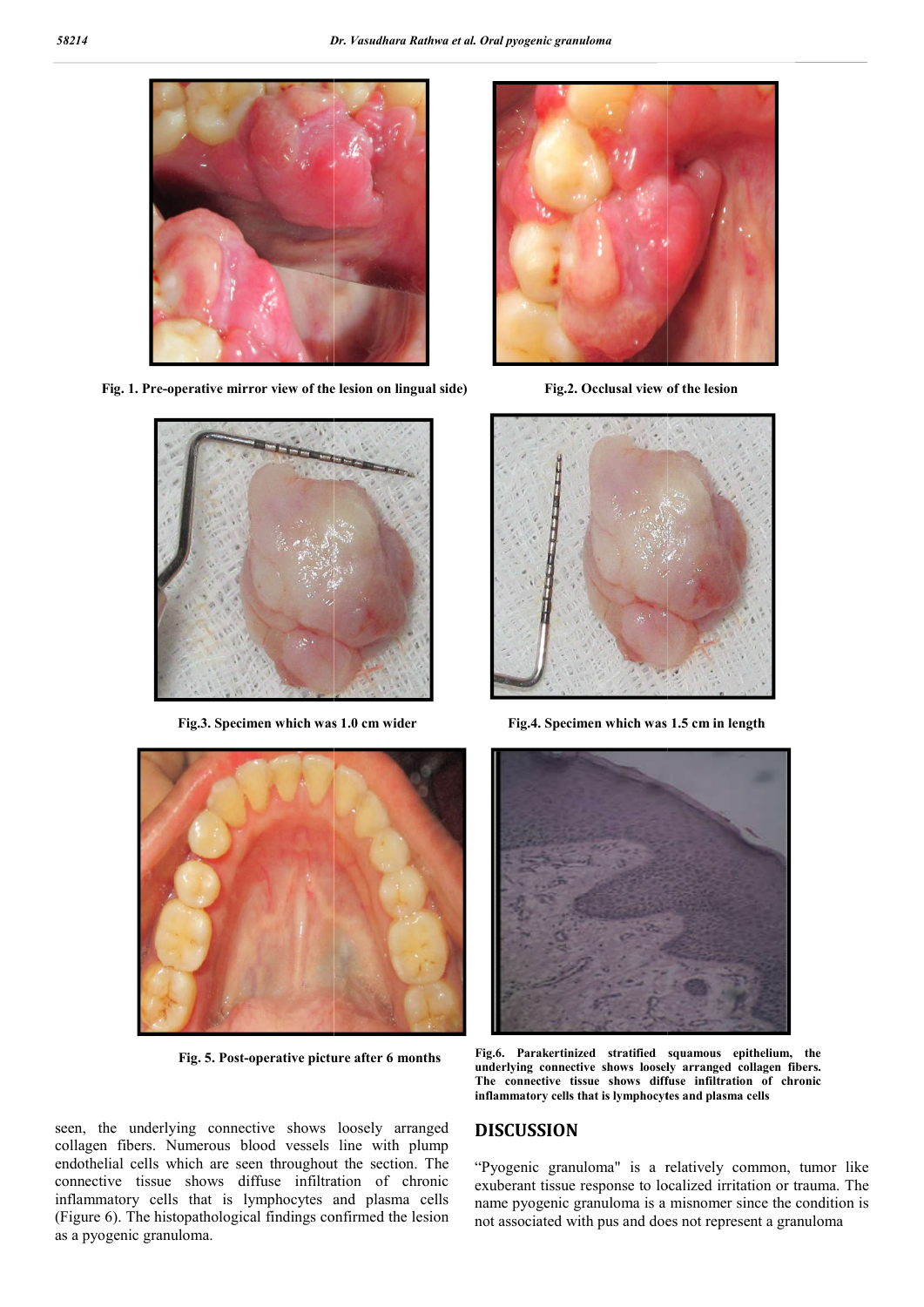Fig. 1. Pre-operative mirror view of the lesion on lingual side)

Fig.2. Occlusal view of the lesion

Fig.3. Specimen which was 1.0 cm wider

Fig.4. Specimen which was 1.5 cm in length

Fig. 5. Post-operative picture after 6 months

Fig.6. Parakertinized stratified squamous epithelium, the underlying connective shows loosely arranged collagen fibers. The connective tissue shows diffuse infiltration of chronic inflammatory cells that is lymphocytes and plasma cells

seen, the underlying connective shows loosely arranged collagen fibers. Numerous blood vessels line with plump endothelial cells which are seen throughout the section. The connective tissue shows diffuse infiltration of chronic inflammatory cells that is lymphocytes and plasma cells (Figure 6). The histopathological findings confirmed the lesion as a pyogenic granuloma.

## DISCUSSION

"Pyogenic granuloma" is a relatively common, tumor like exuberant tissue response to localized irritation or trauma. The name pyogenic granuloma is a misnomer since the condition is not associated with pus and does not represent a granuloma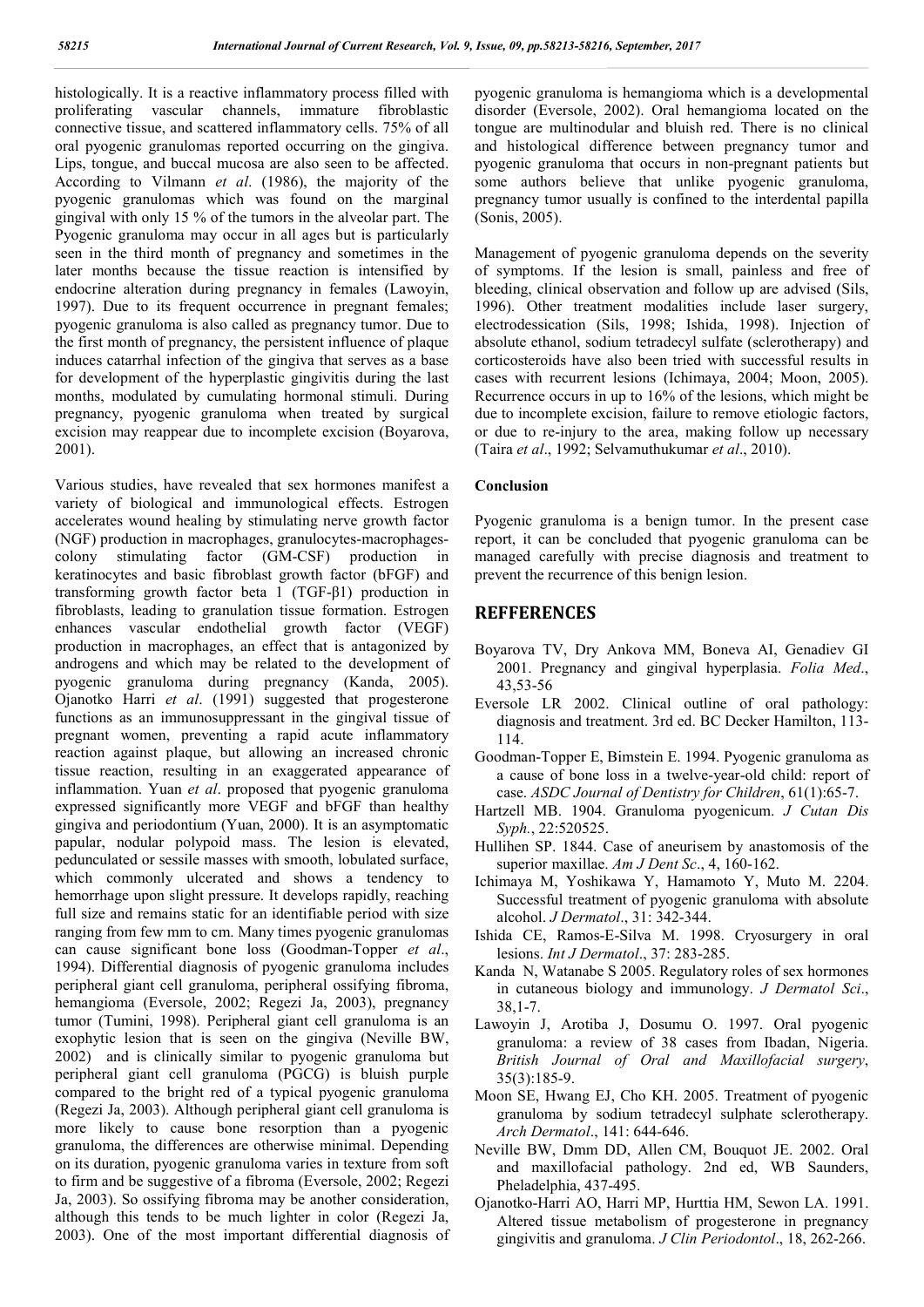histologically. It is a reactive inflammatory process filled with proliferating vascular channels, immature fibroblastic connective tissue, and scattered inflammatory cells. 75% of all oral pyogenic granulomas reported occurring on the gingiva. Lips, tongue, and buccal mucosa are also seen to be affected. According to Vilmann *et al*. (1986), the majority of the pyogenic granulomas which was found on the marginal gingival with only 15 % of the tumors in the alveolar part. The Pyogenic granuloma may occur in all ages but is particularly seen in the third month of pregnancy and sometimes in the later months because the tissue reaction is intensified by endocrine alteration during pregnancy in females (Lawoyin, 1997). Due to its frequent occurrence in pregnant females; pyogenic granuloma is also called as pregnancy tumor. Due to the first month of pregnancy, the persistent influence of plaque induces catarrhal infection of the gingiva that serves as a base for development of the hyperplastic gingivitis during the last months, modulated by cumulating hormonal stimuli. During pregnancy, pyogenic granuloma when treated by surgical excision may reappear due to incomplete excision (Boyarova, 2001).

Various studies, have revealed that sex hormones manifest a variety of biological and immunological effects. Estrogen accelerates wound healing by stimulating nerve growth factor (NGF) production in macrophages, granulocytes-macrophages-colony stimulating factor (GM-CSF) production in keratinocytes and basic fibroblast growth factor (bFGF) and transforming growth factor beta 1 (TGF-$\beta$1) production in fibroblasts, leading to granulation tissue formation. Estrogen enhances vascular endothelial growth factor (VEGF) production in macrophages, an effect that is antagonized by androgens and which may be related to the development of pyogenic granuloma during pregnancy (Kanda, 2005). Ojanotko Harri *et al*. (1991) suggested that progesterone functions as an immunosuppressant in the gingival tissue of pregnant women, preventing a rapid acute inflammatory reaction against plaque, but allowing an increased chronic tissue reaction, resulting in an exaggerated appearance of inflammation. Yuan *et al*. proposed that pyogenic granuloma expressed significantly more VEGF and bFGF than healthy gingiva and periodontium (Yuan, 2000). It is an asymptomatic papular, nodular polypoid mass. The lesion is elevated, pedunculated or sessile masses with smooth, lobulated surface, which commonly ulcerated and shows a tendency to hemorrhage upon slight pressure. It develops rapidly, reaching full size and remains static for an identifiable period with size ranging from few mm to cm. Many times pyogenic granulomas can cause significant bone loss (Goodman-Topper *et al*., 1994). Differential diagnosis of pyogenic granuloma includes peripheral giant cell granuloma, peripheral ossifying fibroma, hemangioma (Eversole, 2002; Regezi Ja, 2003), pregnancy tumor (Tumini, 1998). Peripheral giant cell granuloma is an exophytic lesion that is seen on the gingiva (Neville BW, 2002) and is clinically similar to pyogenic granuloma but peripheral giant cell granuloma (PGCG) is bluish purple compared to the bright red of a typical pyogenic granuloma (Regezi Ja, 2003). Although peripheral giant cell granuloma is more likely to cause bone resorption than a pyogenic granuloma, the differences are otherwise minimal. Depending on its duration, pyogenic granuloma varies in texture from soft to firm and be suggestive of a fibroma (Eversole, 2002; Regezi Ja, 2003). So ossifying fibroma may be another consideration, although this tends to be much lighter in color (Regezi Ja, 2003). One of the most important differential diagnosis of pyogenic granuloma is hemangioma which is a developmental disorder (Eversole, 2002). Oral hemangioma located on the tongue are multinodular and bluish red. There is no clinical and histological difference between pregnancy tumor and pyogenic granuloma that occurs in non-pregnant patients but some authors believe that unlike pyogenic granuloma, pregnancy tumor usually is confined to the interdental papilla (Sonis, 2005).

Management of pyogenic granuloma depends on the severity of symptoms. If the lesion is small, painless and free of bleeding, clinical observation and follow up are advised (Sils, 1996). Other treatment modalities include laser surgery, electrodessication (Sils, 1998; Ishida, 1998). Injection of absolute ethanol, sodium tetradecyl sulfate (sclerotherapy) and corticosteroids have also been tried with successful results in cases with recurrent lesions (Ichimaya, 2004; Moon, 2005). Recurrence occurs in up to 16% of the lesions, which might be due to incomplete excision, failure to remove etiologic factors, or due to re-injury to the area, making follow up necessary (Taira *et al*., 1992; Selvamuthukumar *et al*., 2010).

## Conclusion

Pyogenic granuloma is a benign tumor. In the present case report, it can be concluded that pyogenic granuloma can be managed carefully with precise diagnosis and treatment to prevent the recurrence of this benign lesion.

## REFFERENCES

- Boyarova TV, Dry Ankova MM, Boneva AI, Genadiev GI 2001. Pregnancy and gingival hyperplasia. *Folia Med*., 43,53-56
- Eversole LR 2002. Clinical outline of oral pathology: diagnosis and treatment. 3rd ed. BC Decker Hamilton, 113-114.
- Goodman-Topper E, Bimstein E. 1994. Pyogenic granuloma as a cause of bone loss in a twelve-year-old child: report of case. *ASDC Journal of Dentistry for Children*, 61(1):65-7.
- Hartzell MB. 1904. Granuloma pyogenicum. *J Cutan Dis Syph.*, 22:520525.
- Hullihen SP. 1844. Case of aneurisem by anastomosis of the superior maxillae. *Am J Dent Sc*., 4, 160-162.
- Ichimaya M, Yoshikawa Y, Hamamoto Y, Muto M. 2204. Successful treatment of pyogenic granuloma with absolute alcohol. *J Dermatol*., 31: 342-344.
- Ishida CE, Ramos-E-Silva M. 1998. Cryosurgery in oral lesions. *Int J Dermatol*., 37: 283-285.
- Kanda N, Watanabe S 2005. Regulatory roles of sex hormones in cutaneous biology and immunology. *J Dermatol Sci*., 38,1-7.
- Lawoyin J, Arotiba J, Dosumu O. 1997. Oral pyogenic granuloma: a review of 38 cases from Ibadan, Nigeria. *British Journal of Oral and Maxillofacial surgery*, 35(3):185-9.
- Moon SE, Hwang EJ, Cho KH. 2005. Treatment of pyogenic granuloma by sodium tetradecyl sulphate sclerotherapy. *Arch Dermatol*., 141: 644-646.
- Neville BW, Dmm DD, Allen CM, Bouquot JE. 2002. Oral and maxillofacial pathology. 2nd ed, WB Saunders, Pheladelphia, 437-495.
- Ojanotko-Harri AO, Harri MP, Hurttia HM, Sewon LA. 1991. Altered tissue metabolism of progesterone in pregnancy gingivitis and granuloma. *J Clin Periodontol*., 18, 262-266.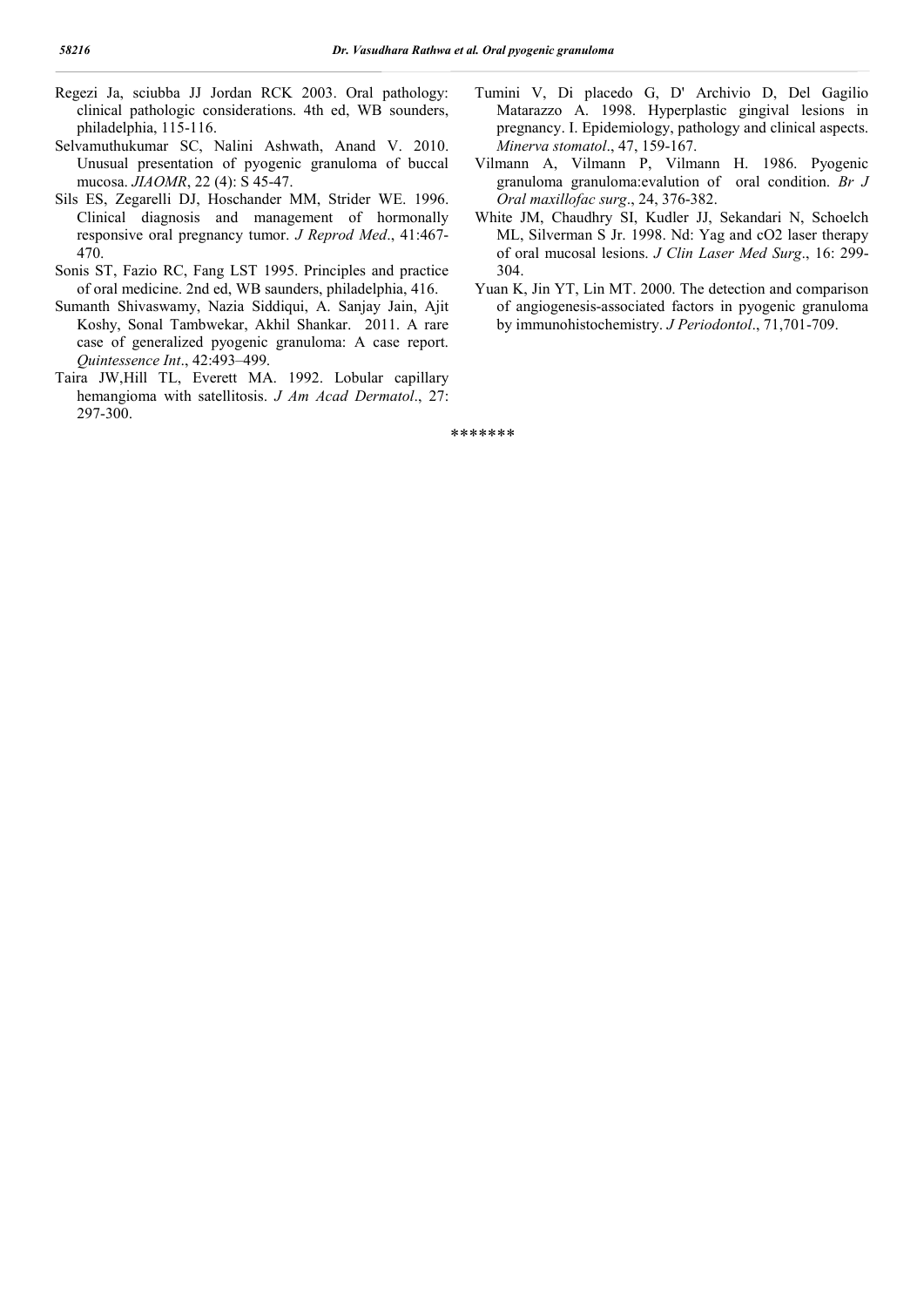Regezi Ja, sciubba JJ Jordan RCK 2003. Oral pathology: clinical pathologic considerations. 4th ed, WB sounders, philadelphia, 115-116.

Selvamuthukumar SC, Nalini Ashwath, Anand V. 2010. Unusual presentation of pyogenic granuloma of buccal mucosa. *JIAOMR*, 22 (4): S 45-47.

Sils ES, Zegarelli DJ, Hoschander MM, Strider WE. 1996. Clinical diagnosis and management of hormonally responsive oral pregnancy tumor. *J Reprod Med*., 41:467-470.

Sonis ST, Fazio RC, Fang LST 1995. Principles and practice of oral medicine. 2nd ed, WB saunders, philadelphia, 416.

Sumanth Shivaswamy, Nazia Siddiqui, A. Sanjay Jain, Ajit Koshy, Sonal Tambwekar, Akhil Shankar. 2011. A rare case of generalized pyogenic granuloma: A case report. *Quintessence Int*., 42:493–499.

Taira JW,Hill TL, Everett MA. 1992. Lobular capillary hemangioma with satellitosis. *J Am Acad Dermatol*., 27: 297-300.

Tumini V, Di placedo G, D' Archivio D, Del Gagilio Matarazzo A. 1998. Hyperplastic gingival lesions in pregnancy. I. Epidemiology, pathology and clinical aspects. *Minerva stomatol*., 47, 159-167.

Vilmann A, Vilmann P, Vilmann H. 1986. Pyogenic granuloma granuloma:evalution of oral condition. *Br J Oral maxillofac surg*., 24, 376-382.

White JM, Chaudhry SI, Kudler JJ, Sekandari N, Schoelch ML, Silverman S Jr. 1998. Nd: Yag and cO2 laser therapy of oral mucosal lesions. *J Clin Laser Med Surg*., 16: 299-304.

Yuan K, Jin YT, Lin MT. 2000. The detection and comparison of angiogenesis-associated factors in pyogenic granuloma by immunohistochemistry. *J Periodontol*., 71,701-709.

*******